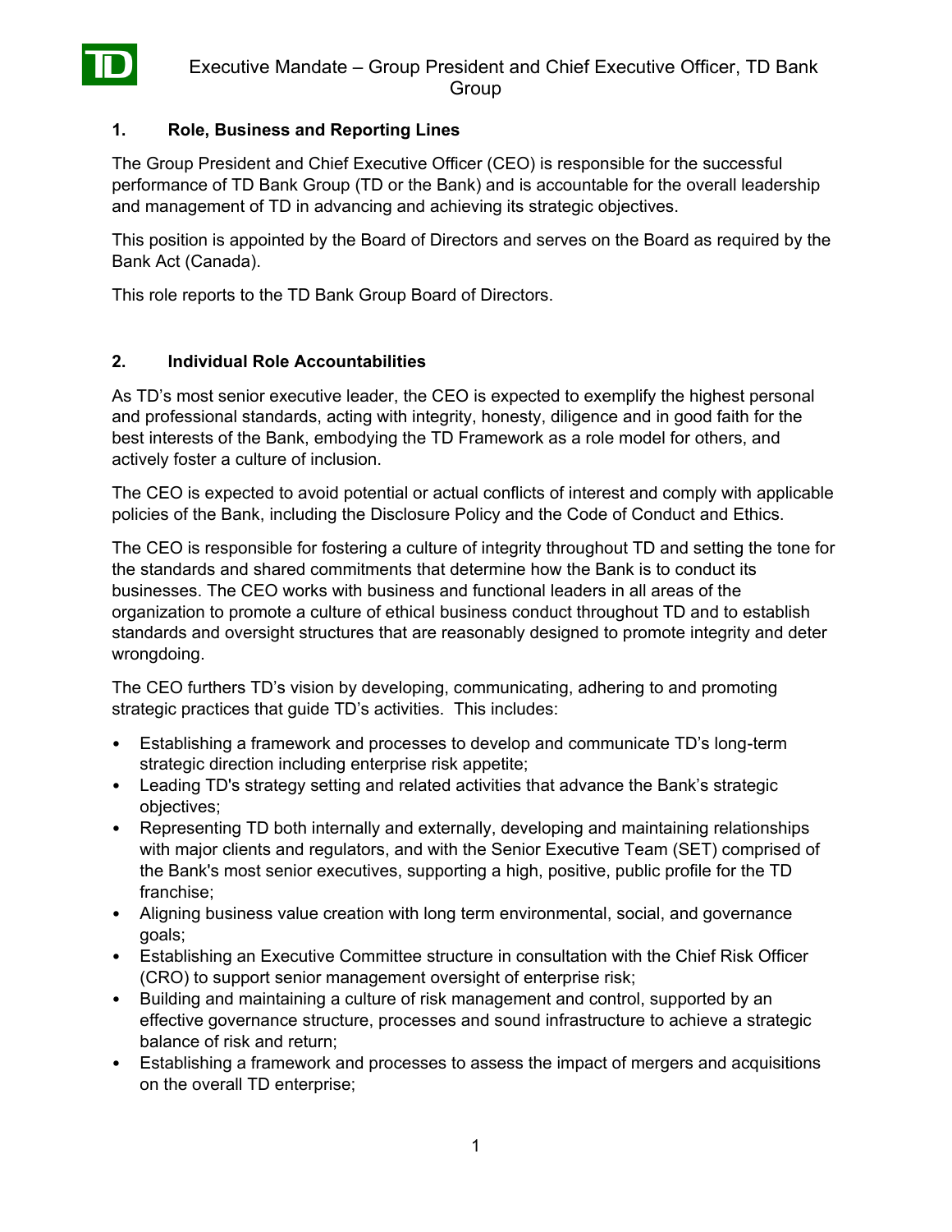# Executive Mandate – Group President and Chief Executive Officer, TD Bank Group

## 1. Role, Business and Reporting Lines

The Group President and Chief Executive Officer (CEO) is responsible for the successful performance of TD Bank Group (TD or the Bank) and is accountable for the overall leadership and management of TD in advancing and achieving its strategic objectives.

This position is appointed by the Board of Directors and serves on the Board as required by the Bank Act (Canada).

This role reports to the TD Bank Group Board of Directors.

## 2. Individual Role Accountabilities

As TD's most senior executive leader, the CEO is expected to exemplify the highest personal and professional standards, acting with integrity, honesty, diligence and in good faith for the best interests of the Bank, embodying the TD Framework as a role model for others, and actively foster a culture of inclusion.

The CEO is expected to avoid potential or actual conflicts of interest and comply with applicable policies of the Bank, including the Disclosure Policy and the Code of Conduct and Ethics.

The CEO is responsible for fostering a culture of integrity throughout TD and setting the tone for the standards and shared commitments that determine how the Bank is to conduct its businesses. The CEO works with business and functional leaders in all areas of the organization to promote a culture of ethical business conduct throughout TD and to establish standards and oversight structures that are reasonably designed to promote integrity and deter wrongdoing.

The CEO furthers TD's vision by developing, communicating, adhering to and promoting strategic practices that guide TD's activities. This includes:

- Establishing a framework and processes to develop and communicate TD's long-term strategic direction including enterprise risk appetite;
- Leading TD's strategy setting and related activities that advance the Bank's strategic objectives;
- Representing TD both internally and externally, developing and maintaining relationships with major clients and regulators, and with the Senior Executive Team (SET) comprised of the Bank's most senior executives, supporting a high, positive, public profile for the TD franchise;
- Aligning business value creation with long term environmental, social, and governance goals;
- Establishing an Executive Committee structure in consultation with the Chief Risk Officer (CRO) to support senior management oversight of enterprise risk;
- Building and maintaining a culture of risk management and control, supported by an effective governance structure, processes and sound infrastructure to achieve a strategic balance of risk and return;
- Establishing a framework and processes to assess the impact of mergers and acquisitions on the overall TD enterprise;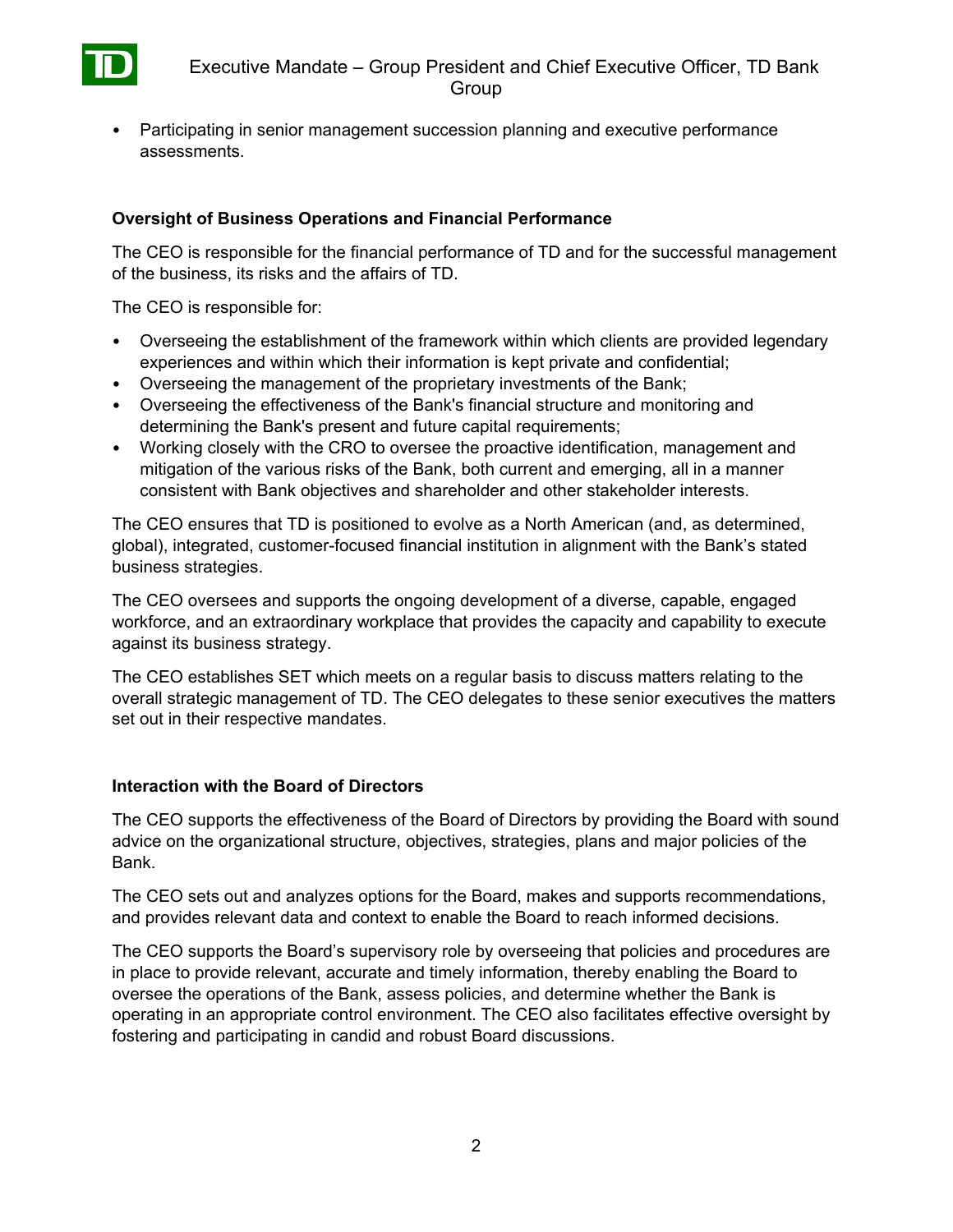- Participating in senior management succession planning and executive performance assessments.

**Oversight of Business Operations and Financial Performance**

The CEO is responsible for the financial performance of TD and for the successful management of the business, its risks and the affairs of TD.

The CEO is responsible for:

- Overseeing the establishment of the framework within which clients are provided legendary experiences and within which their information is kept private and confidential;
- Overseeing the management of the proprietary investments of the Bank;
- Overseeing the effectiveness of the Bank's financial structure and monitoring and determining the Bank's present and future capital requirements;
- Working closely with the CRO to oversee the proactive identification, management and mitigation of the various risks of the Bank, both current and emerging, all in a manner consistent with Bank objectives and shareholder and other stakeholder interests.

The CEO ensures that TD is positioned to evolve as a North American (and, as determined, global), integrated, customer-focused financial institution in alignment with the Bank's stated business strategies.

The CEO oversees and supports the ongoing development of a diverse, capable, engaged workforce, and an extraordinary workplace that provides the capacity and capability to execute against its business strategy.

The CEO establishes SET which meets on a regular basis to discuss matters relating to the overall strategic management of TD. The CEO delegates to these senior executives the matters set out in their respective mandates.

**Interaction with the Board of Directors**

The CEO supports the effectiveness of the Board of Directors by providing the Board with sound advice on the organizational structure, objectives, strategies, plans and major policies of the Bank.

The CEO sets out and analyzes options for the Board, makes and supports recommendations, and provides relevant data and context to enable the Board to reach informed decisions.

The CEO supports the Board's supervisory role by overseeing that policies and procedures are in place to provide relevant, accurate and timely information, thereby enabling the Board to oversee the operations of the Bank, assess policies, and determine whether the Bank is operating in an appropriate control environment. The CEO also facilitates effective oversight by fostering and participating in candid and robust Board discussions.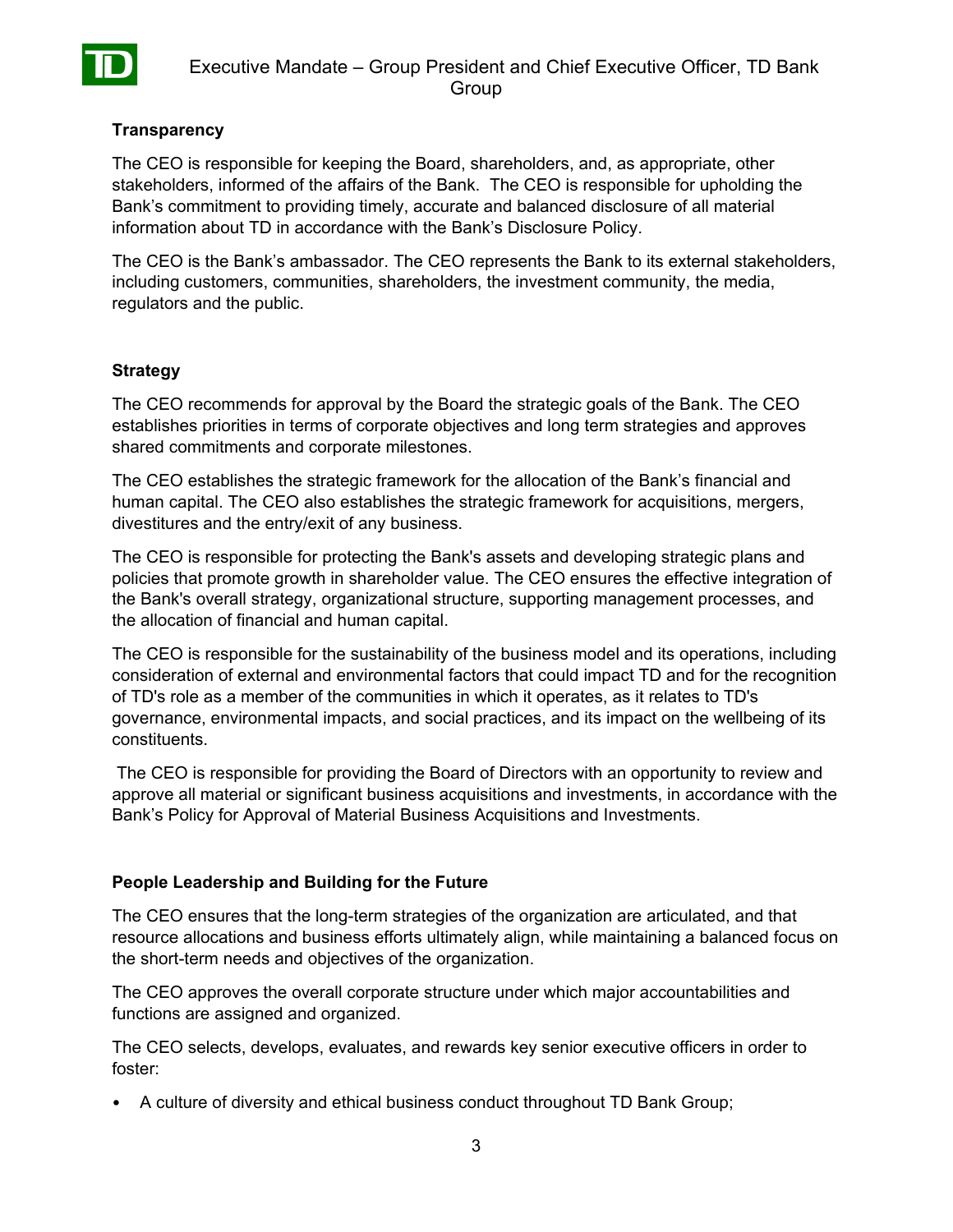## Transparency

The CEO is responsible for keeping the Board, shareholders, and, as appropriate, other stakeholders, informed of the affairs of the Bank. The CEO is responsible for upholding the Bank's commitment to providing timely, accurate and balanced disclosure of all material information about TD in accordance with the Bank's Disclosure Policy.

The CEO is the Bank's ambassador. The CEO represents the Bank to its external stakeholders, including customers, communities, shareholders, the investment community, the media, regulators and the public.

## Strategy

The CEO recommends for approval by the Board the strategic goals of the Bank. The CEO establishes priorities in terms of corporate objectives and long term strategies and approves shared commitments and corporate milestones.

The CEO establishes the strategic framework for the allocation of the Bank's financial and human capital. The CEO also establishes the strategic framework for acquisitions, mergers, divestitures and the entry/exit of any business.

The CEO is responsible for protecting the Bank's assets and developing strategic plans and policies that promote growth in shareholder value. The CEO ensures the effective integration of the Bank's overall strategy, organizational structure, supporting management processes, and the allocation of financial and human capital.

The CEO is responsible for the sustainability of the business model and its operations, including consideration of external and environmental factors that could impact TD and for the recognition of TD's role as a member of the communities in which it operates, as it relates to TD's governance, environmental impacts, and social practices, and its impact on the wellbeing of its constituents.

The CEO is responsible for providing the Board of Directors with an opportunity to review and approve all material or significant business acquisitions and investments, in accordance with the Bank's Policy for Approval of Material Business Acquisitions and Investments.

## People Leadership and Building for the Future

The CEO ensures that the long-term strategies of the organization are articulated, and that resource allocations and business efforts ultimately align, while maintaining a balanced focus on the short-term needs and objectives of the organization.

The CEO approves the overall corporate structure under which major accountabilities and functions are assigned and organized.

The CEO selects, develops, evaluates, and rewards key senior executive officers in order to foster:

- A culture of diversity and ethical business conduct throughout TD Bank Group;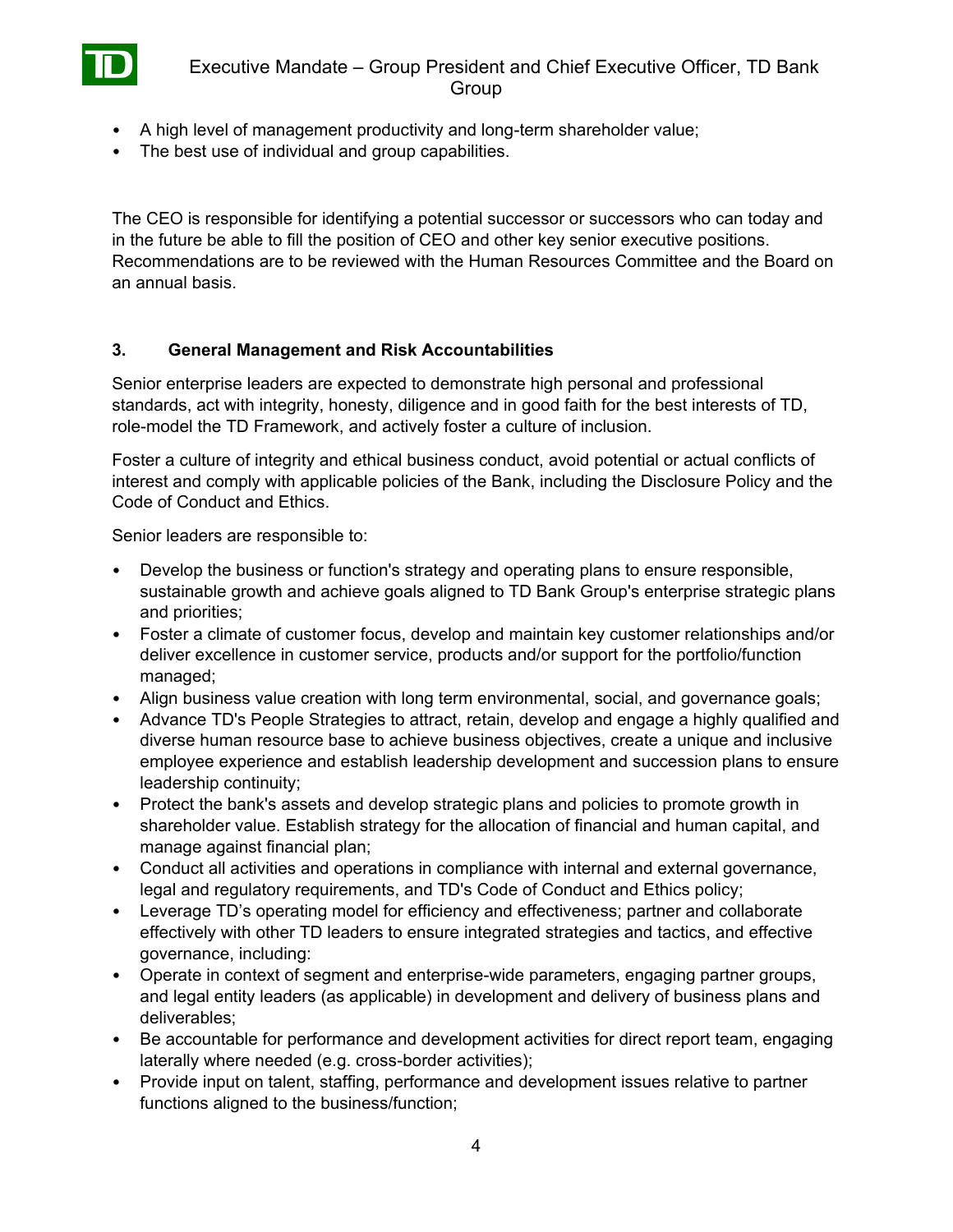- A high level of management productivity and long-term shareholder value;
- The best use of individual and group capabilities.

The CEO is responsible for identifying a potential successor or successors who can today and in the future be able to fill the position of CEO and other key senior executive positions. Recommendations are to be reviewed with the Human Resources Committee and the Board on an annual basis.

### 3. General Management and Risk Accountabilities

Senior enterprise leaders are expected to demonstrate high personal and professional standards, act with integrity, honesty, diligence and in good faith for the best interests of TD, role-model the TD Framework, and actively foster a culture of inclusion.

Foster a culture of integrity and ethical business conduct, avoid potential or actual conflicts of interest and comply with applicable policies of the Bank, including the Disclosure Policy and the Code of Conduct and Ethics.

Senior leaders are responsible to:

- Develop the business or function's strategy and operating plans to ensure responsible, sustainable growth and achieve goals aligned to TD Bank Group's enterprise strategic plans and priorities;
- Foster a climate of customer focus, develop and maintain key customer relationships and/or deliver excellence in customer service, products and/or support for the portfolio/function managed;
- Align business value creation with long term environmental, social, and governance goals;
- Advance TD's People Strategies to attract, retain, develop and engage a highly qualified and diverse human resource base to achieve business objectives, create a unique and inclusive employee experience and establish leadership development and succession plans to ensure leadership continuity;
- Protect the bank's assets and develop strategic plans and policies to promote growth in shareholder value. Establish strategy for the allocation of financial and human capital, and manage against financial plan;
- Conduct all activities and operations in compliance with internal and external governance, legal and regulatory requirements, and TD's Code of Conduct and Ethics policy;
- Leverage TD's operating model for efficiency and effectiveness; partner and collaborate effectively with other TD leaders to ensure integrated strategies and tactics, and effective governance, including:
- Operate in context of segment and enterprise-wide parameters, engaging partner groups, and legal entity leaders (as applicable) in development and delivery of business plans and deliverables;
- Be accountable for performance and development activities for direct report team, engaging laterally where needed (e.g. cross-border activities);
- Provide input on talent, staffing, performance and development issues relative to partner functions aligned to the business/function;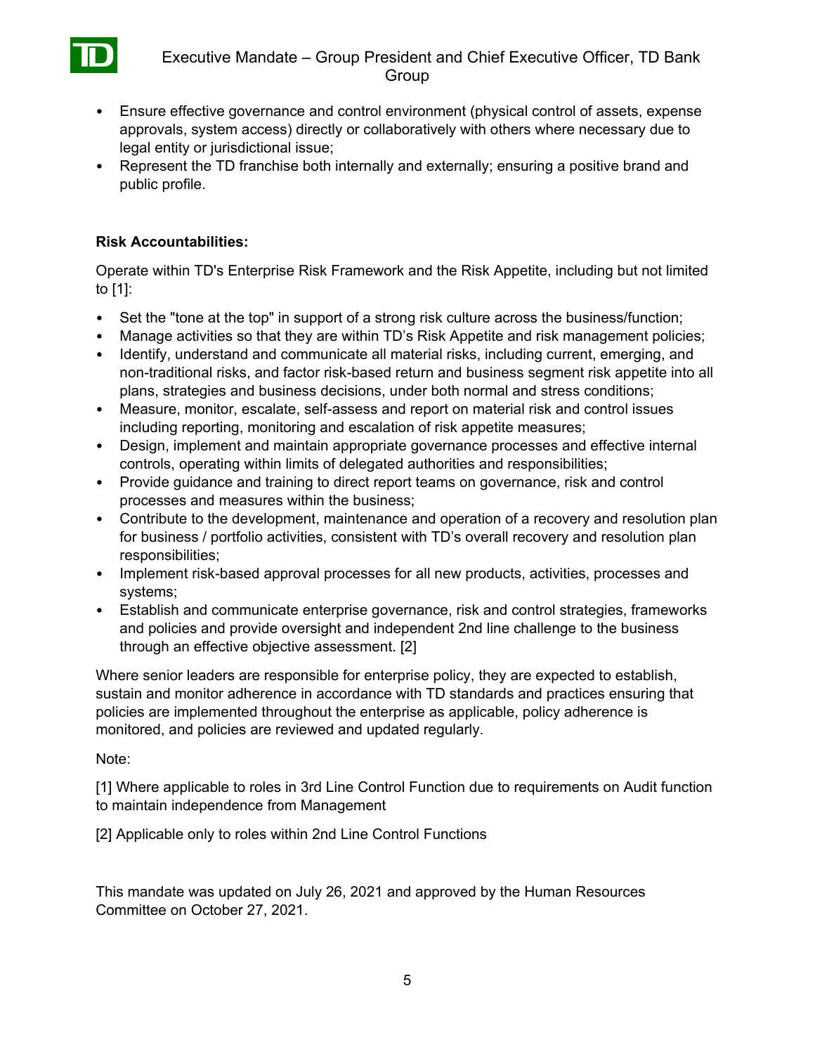- Ensure effective governance and control environment (physical control of assets, expense approvals, system access) directly or collaboratively with others where necessary due to legal entity or jurisdictional issue;
- Represent the TD franchise both internally and externally; ensuring a positive brand and public profile.

**Risk Accountabilities:**

Operate within TD's Enterprise Risk Framework and the Risk Appetite, including but not limited to [1]:

- Set the "tone at the top" in support of a strong risk culture across the business/function;
- Manage activities so that they are within TD's Risk Appetite and risk management policies;
- Identify, understand and communicate all material risks, including current, emerging, and non-traditional risks, and factor risk-based return and business segment risk appetite into all plans, strategies and business decisions, under both normal and stress conditions;
- Measure, monitor, escalate, self-assess and report on material risk and control issues including reporting, monitoring and escalation of risk appetite measures;
- Design, implement and maintain appropriate governance processes and effective internal controls, operating within limits of delegated authorities and responsibilities;
- Provide guidance and training to direct report teams on governance, risk and control processes and measures within the business;
- Contribute to the development, maintenance and operation of a recovery and resolution plan for business / portfolio activities, consistent with TD's overall recovery and resolution plan responsibilities;
- Implement risk-based approval processes for all new products, activities, processes and systems;
- Establish and communicate enterprise governance, risk and control strategies, frameworks and policies and provide oversight and independent 2nd line challenge to the business through an effective objective assessment. [2]

Where senior leaders are responsible for enterprise policy, they are expected to establish, sustain and monitor adherence in accordance with TD standards and practices ensuring that policies are implemented throughout the enterprise as applicable, policy adherence is monitored, and policies are reviewed and updated regularly.

Note:

[1] Where applicable to roles in 3rd Line Control Function due to requirements on Audit function to maintain independence from Management

[2] Applicable only to roles within 2nd Line Control Functions

This mandate was updated on July 26, 2021 and approved by the Human Resources Committee on October 27, 2021.